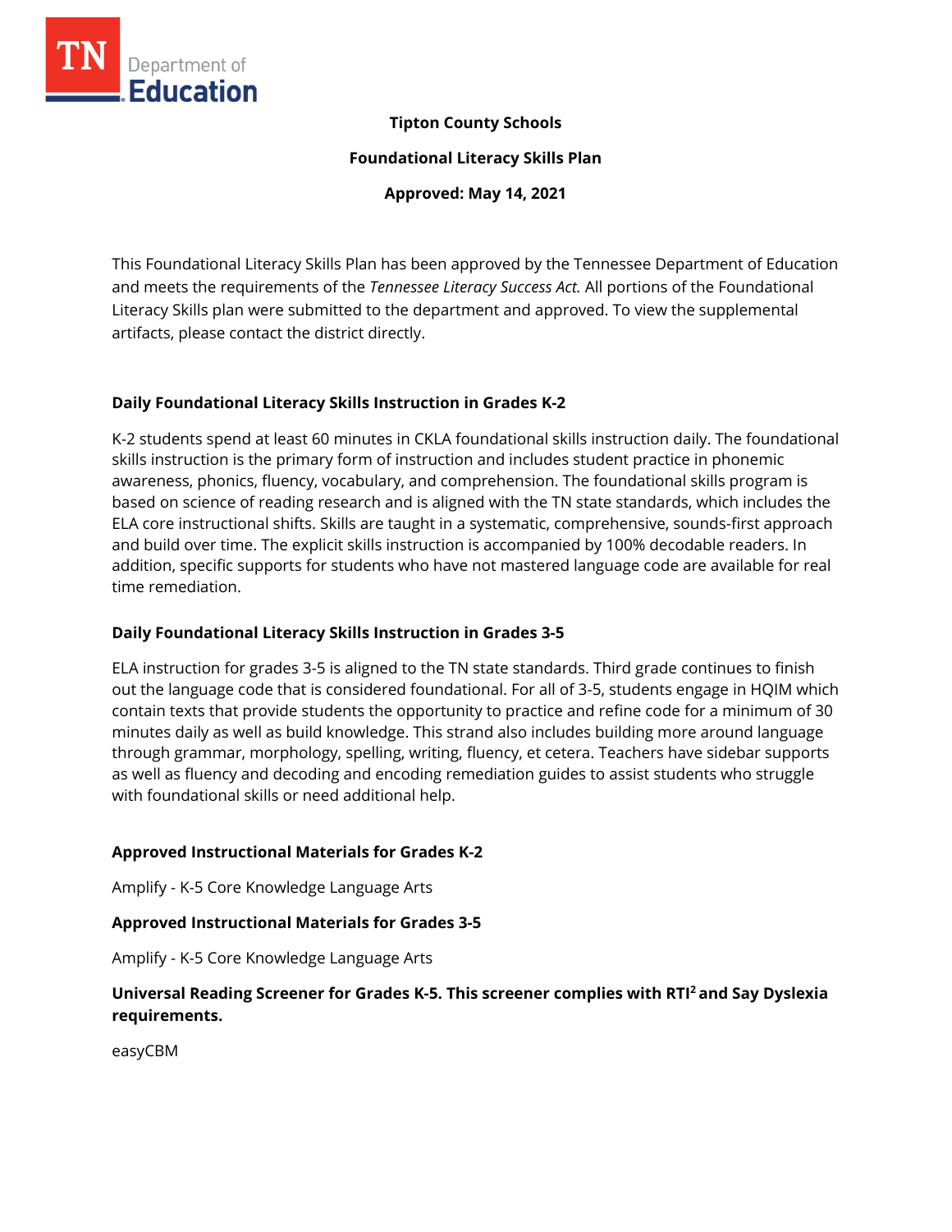**Tipton County Schools**

**Foundational Literacy Skills Plan**

**Approved: May 14, 2021**

This Foundational Literacy Skills Plan has been approved by the Tennessee Department of Education and meets the requirements of the *Tennessee Literacy Success Act.* All portions of the Foundational Literacy Skills plan were submitted to the department and approved. To view the supplemental artifacts, please contact the district directly.

### Daily Foundational Literacy Skills Instruction in Grades K-2

K-2 students spend at least 60 minutes in CKLA foundational skills instruction daily. The foundational skills instruction is the primary form of instruction and includes student practice in phonemic awareness, phonics, fluency, vocabulary, and comprehension. The foundational skills program is based on science of reading research and is aligned with the TN state standards, which includes the ELA core instructional shifts. Skills are taught in a systematic, comprehensive, sounds-first approach and build over time. The explicit skills instruction is accompanied by 100% decodable readers. In addition, specific supports for students who have not mastered language code are available for real time remediation.

### Daily Foundational Literacy Skills Instruction in Grades 3-5

ELA instruction for grades 3-5 is aligned to the TN state standards. Third grade continues to finish out the language code that is considered foundational. For all of 3-5, students engage in HQIM which contain texts that provide students the opportunity to practice and refine code for a minimum of 30 minutes daily as well as build knowledge. This strand also includes building more around language through grammar, morphology, spelling, writing, fluency, et cetera. Teachers have sidebar supports as well as fluency and decoding and encoding remediation guides to assist students who struggle with foundational skills or need additional help.

### Approved Instructional Materials for Grades K-2

Amplify - K-5 Core Knowledge Language Arts

### Approved Instructional Materials for Grades 3-5

Amplify - K-5 Core Knowledge Language Arts

### Universal Reading Screener for Grades K-5. This screener complies with RTI² and Say Dyslexia requirements.

easyCBM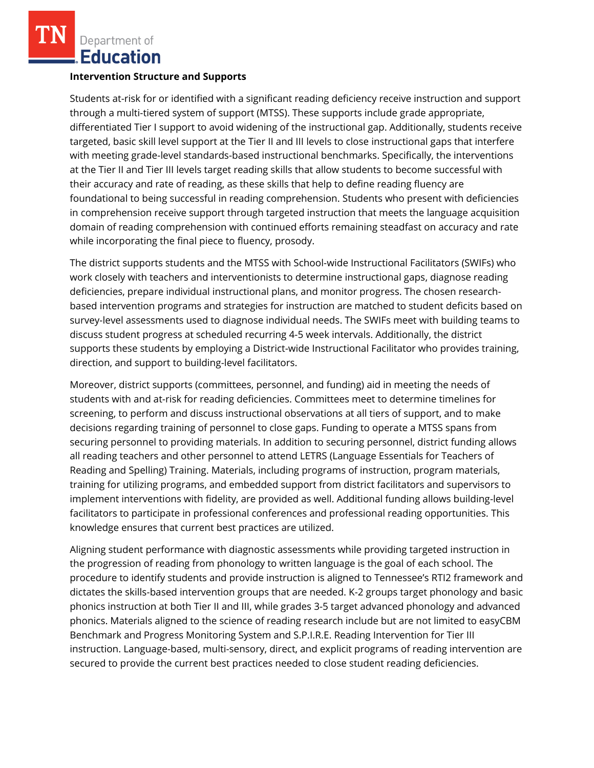**Intervention Structure and Supports**

Students at-risk for or identified with a significant reading deficiency receive instruction and support through a multi-tiered system of support (MTSS). These supports include grade appropriate, differentiated Tier I support to avoid widening of the instructional gap. Additionally, students receive targeted, basic skill level support at the Tier II and III levels to close instructional gaps that interfere with meeting grade-level standards-based instructional benchmarks. Specifically, the interventions at the Tier II and Tier III levels target reading skills that allow students to become successful with their accuracy and rate of reading, as these skills that help to define reading fluency are foundational to being successful in reading comprehension. Students who present with deficiencies in comprehension receive support through targeted instruction that meets the language acquisition domain of reading comprehension with continued efforts remaining steadfast on accuracy and rate while incorporating the final piece to fluency, prosody.

The district supports students and the MTSS with School-wide Instructional Facilitators (SWIFs) who work closely with teachers and interventionists to determine instructional gaps, diagnose reading deficiencies, prepare individual instructional plans, and monitor progress. The chosen research-based intervention programs and strategies for instruction are matched to student deficits based on survey-level assessments used to diagnose individual needs. The SWIFs meet with building teams to discuss student progress at scheduled recurring 4-5 week intervals. Additionally, the district supports these students by employing a District-wide Instructional Facilitator who provides training, direction, and support to building-level facilitators.

Moreover, district supports (committees, personnel, and funding) aid in meeting the needs of students with and at-risk for reading deficiencies. Committees meet to determine timelines for screening, to perform and discuss instructional observations at all tiers of support, and to make decisions regarding training of personnel to close gaps. Funding to operate a MTSS spans from securing personnel to providing materials. In addition to securing personnel, district funding allows all reading teachers and other personnel to attend LETRS (Language Essentials for Teachers of Reading and Spelling) Training. Materials, including programs of instruction, program materials, training for utilizing programs, and embedded support from district facilitators and supervisors to implement interventions with fidelity, are provided as well. Additional funding allows building-level facilitators to participate in professional conferences and professional reading opportunities. This knowledge ensures that current best practices are utilized.

Aligning student performance with diagnostic assessments while providing targeted instruction in the progression of reading from phonology to written language is the goal of each school. The procedure to identify students and provide instruction is aligned to Tennessee's RTI2 framework and dictates the skills-based intervention groups that are needed. K-2 groups target phonology and basic phonics instruction at both Tier II and III, while grades 3-5 target advanced phonology and advanced phonics. Materials aligned to the science of reading research include but are not limited to easyCBM Benchmark and Progress Monitoring System and S.P.I.R.E. Reading Intervention for Tier III instruction. Language-based, multi-sensory, direct, and explicit programs of reading intervention are secured to provide the current best practices needed to close student reading deficiencies.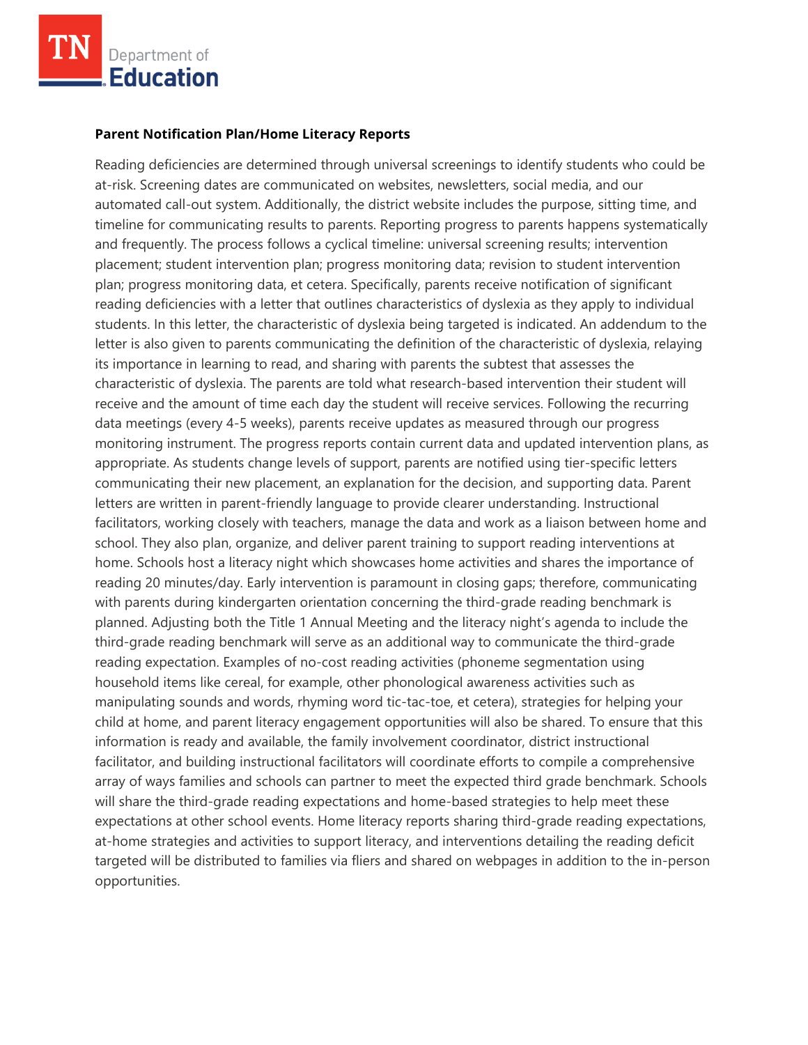**Parent Notification Plan/Home Literacy Reports**

Reading deficiencies are determined through universal screenings to identify students who could be at-risk. Screening dates are communicated on websites, newsletters, social media, and our automated call-out system. Additionally, the district website includes the purpose, sitting time, and timeline for communicating results to parents. Reporting progress to parents happens systematically and frequently. The process follows a cyclical timeline: universal screening results; intervention placement; student intervention plan; progress monitoring data; revision to student intervention plan; progress monitoring data, et cetera. Specifically, parents receive notification of significant reading deficiencies with a letter that outlines characteristics of dyslexia as they apply to individual students. In this letter, the characteristic of dyslexia being targeted is indicated. An addendum to the letter is also given to parents communicating the definition of the characteristic of dyslexia, relaying its importance in learning to read, and sharing with parents the subtest that assesses the characteristic of dyslexia. The parents are told what research-based intervention their student will receive and the amount of time each day the student will receive services. Following the recurring data meetings (every 4-5 weeks), parents receive updates as measured through our progress monitoring instrument. The progress reports contain current data and updated intervention plans, as appropriate. As students change levels of support, parents are notified using tier-specific letters communicating their new placement, an explanation for the decision, and supporting data. Parent letters are written in parent-friendly language to provide clearer understanding. Instructional facilitators, working closely with teachers, manage the data and work as a liaison between home and school. They also plan, organize, and deliver parent training to support reading interventions at home. Schools host a literacy night which showcases home activities and shares the importance of reading 20 minutes/day. Early intervention is paramount in closing gaps; therefore, communicating with parents during kindergarten orientation concerning the third-grade reading benchmark is planned. Adjusting both the Title 1 Annual Meeting and the literacy night's agenda to include the third-grade reading benchmark will serve as an additional way to communicate the third-grade reading expectation. Examples of no-cost reading activities (phoneme segmentation using household items like cereal, for example, other phonological awareness activities such as manipulating sounds and words, rhyming word tic-tac-toe, et cetera), strategies for helping your child at home, and parent literacy engagement opportunities will also be shared. To ensure that this information is ready and available, the family involvement coordinator, district instructional facilitator, and building instructional facilitators will coordinate efforts to compile a comprehensive array of ways families and schools can partner to meet the expected third grade benchmark. Schools will share the third-grade reading expectations and home-based strategies to help meet these expectations at other school events. Home literacy reports sharing third-grade reading expectations, at-home strategies and activities to support literacy, and interventions detailing the reading deficit targeted will be distributed to families via fliers and shared on webpages in addition to the in-person opportunities.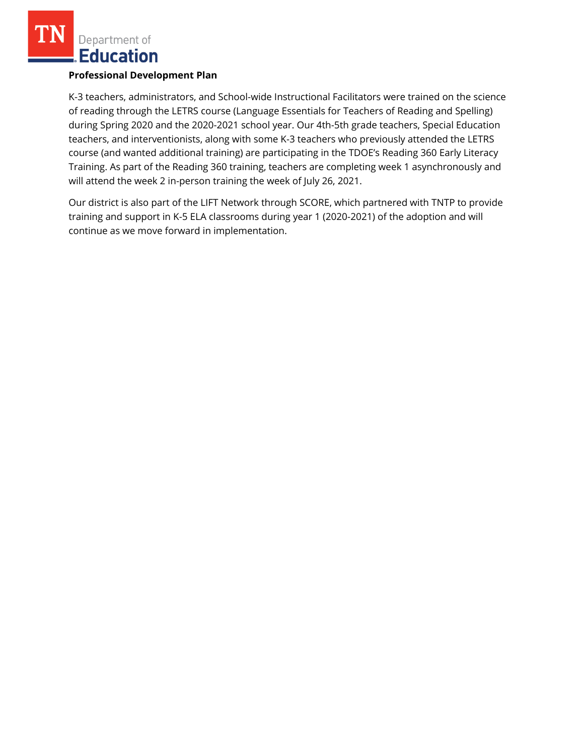**Professional Development Plan**

K-3 teachers, administrators, and School-wide Instructional Facilitators were trained on the science of reading through the LETRS course (Language Essentials for Teachers of Reading and Spelling) during Spring 2020 and the 2020-2021 school year. Our 4th-5th grade teachers, Special Education teachers, and interventionists, along with some K-3 teachers who previously attended the LETRS course (and wanted additional training) are participating in the TDOE's Reading 360 Early Literacy Training. As part of the Reading 360 training, teachers are completing week 1 asynchronously and will attend the week 2 in-person training the week of July 26, 2021.

Our district is also part of the LIFT Network through SCORE, which partnered with TNTP to provide training and support in K-5 ELA classrooms during year 1 (2020-2021) of the adoption and will continue as we move forward in implementation.